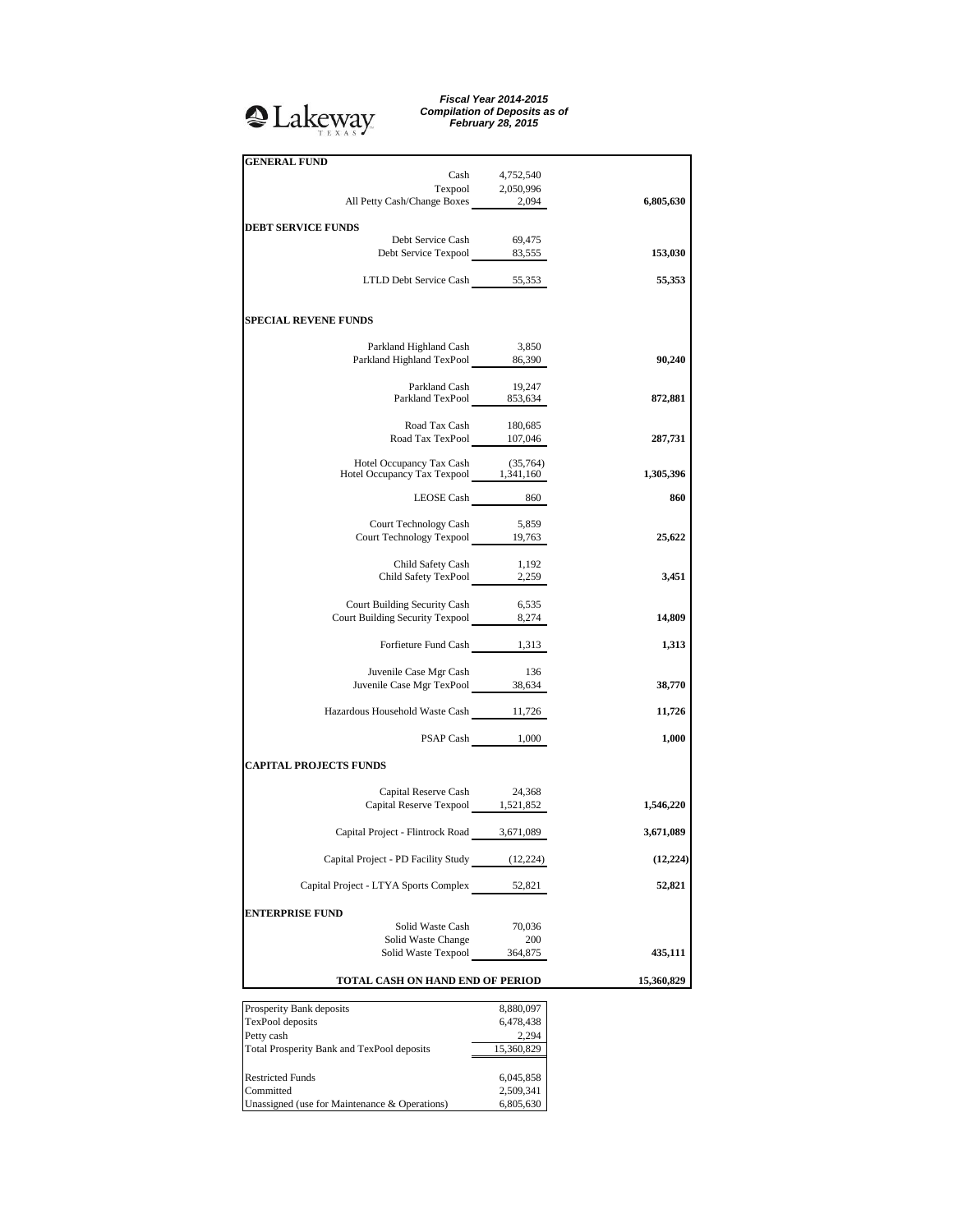Lakeway TEXAS

***Fiscal Year 2014-2015***
***Compilation of Deposits as of***
***February 28, 2015***

| | | |
|---|---|---|
| **GENERAL FUND** | | |
| Cash | 4,752,540 | |
| Texpool | 2,050,996 | |
| All Petty Cash/Change Boxes | 2,094 | **6,805,630** |
| **DEBT SERVICE FUNDS** | | |
| Debt Service Cash | 69,475 | |
| Debt Service Texpool | 83,555 | **153,030** |
| LTLD Debt Service Cash | 55,353 | **55,353** |
| **SPECIAL REVENE FUNDS** | | |
| Parkland Highland Cash | 3,850 | |
| Parkland Highland TexPool | 86,390 | **90,240** |
| Parkland Cash | 19,247 | |
| Parkland TexPool | 853,634 | **872,881** |
| Road Tax Cash | 180,685 | |
| Road Tax TexPool | 107,046 | **287,731** |
| Hotel Occupancy Tax Cash | (35,764) | |
| Hotel Occupancy Tax Texpool | 1,341,160 | **1,305,396** |
| LEOSE Cash | 860 | **860** |
| Court Technology Cash | 5,859 | |
| Court Technology Texpool | 19,763 | **25,622** |
| Child Safety Cash | 1,192 | |
| Child Safety TexPool | 2,259 | **3,451** |
| Court Building Security Cash | 6,535 | |
| Court Building Security Texpool | 8,274 | **14,809** |
| Forfieture Fund Cash | 1,313 | **1,313** |
| Juvenile Case Mgr Cash | 136 | |
| Juvenile Case Mgr TexPool | 38,634 | **38,770** |
| Hazardous Household Waste Cash | 11,726 | **11,726** |
| PSAP Cash | 1,000 | **1,000** |
| **CAPITAL PROJECTS FUNDS** | | |
| Capital Reserve Cash | 24,368 | |
| Capital Reserve Texpool | 1,521,852 | **1,546,220** |
| Capital Project - Flintrock Road | 3,671,089 | **3,671,089** |
| Capital Project - PD Facility Study | (12,224) | **(12,224)** |
| Capital Project - LTYA Sports Complex | 52,821 | **52,821** |
| **ENTERPRISE FUND** | | |
| Solid Waste Cash | 70,036 | |
| Solid Waste Change | 200 | |
| Solid Waste Texpool | 364,875 | **435,111** |
| **TOTAL CASH ON HAND END OF PERIOD** | | **15,360,829** |

| | |
|---|---|
| Prosperity Bank deposits | 8,880,097 |
| TexPool deposits | 6,478,438 |
| Petty cash | 2,294 |
| Total Prosperity Bank and TexPool deposits | 15,360,829 |
| | |
| Restricted Funds | 6,045,858 |
| Committed | 2,509,341 |
| Unassigned (use for Maintenance & Operations) | 6,805,630 |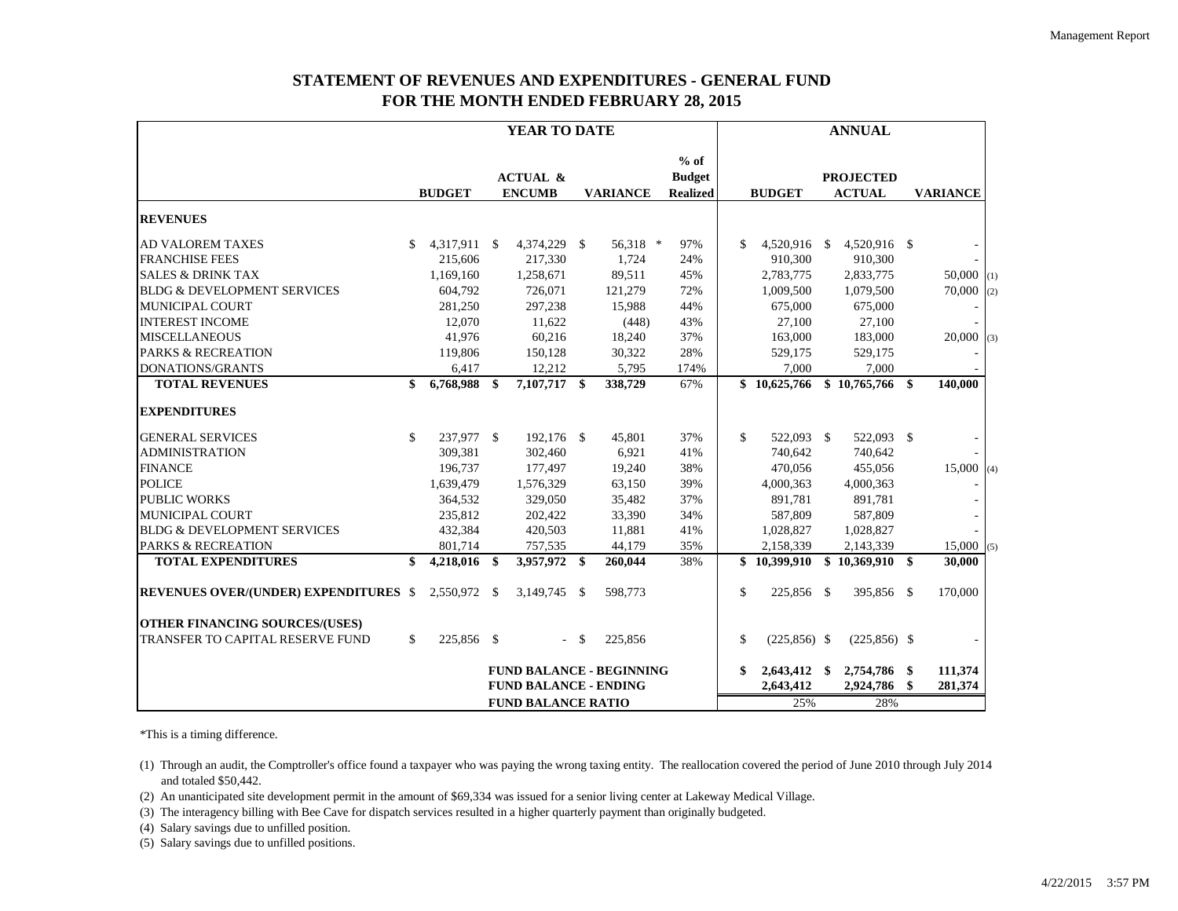# STATEMENT OF REVENUES AND EXPENDITURES - GENERAL FUND
## FOR THE MONTH ENDED FEBRUARY 28, 2015

| | YEAR TO DATE | | | | ANNUAL | | | |
|---|---|---|---|---|---|---|---|---|
| | BUDGET | ACTUAL & ENCUMB | VARIANCE | % of Budget Realized | BUDGET | PROJECTED ACTUAL | VARIANCE | |
| **REVENUES** | | | | | | | | |
| AD VALOREM TAXES | $ 4,317,911 | $ 4,374,229 | $ 56,318 * | 97% | $ 4,520,916 | $ 4,520,916 | $ - | |
| FRANCHISE FEES | 215,606 | 217,330 | 1,724 | 24% | 910,300 | 910,300 | - | |
| SALES & DRINK TAX | 1,169,160 | 1,258,671 | 89,511 | 45% | 2,783,775 | 2,833,775 | 50,000 | (1) |
| BLDG & DEVELOPMENT SERVICES | 604,792 | 726,071 | 121,279 | 72% | 1,009,500 | 1,079,500 | 70,000 | (2) |
| MUNICIPAL COURT | 281,250 | 297,238 | 15,988 | 44% | 675,000 | 675,000 | - | |
| INTEREST INCOME | 12,070 | 11,622 | (448) | 43% | 27,100 | 27,100 | - | |
| MISCELLANEOUS | 41,976 | 60,216 | 18,240 | 37% | 163,000 | 183,000 | 20,000 | (3) |
| PARKS & RECREATION | 119,806 | 150,128 | 30,322 | 28% | 529,175 | 529,175 | - | |
| DONATIONS/GRANTS | 6,417 | 12,212 | 5,795 | 174% | 7,000 | 7,000 | - | |
| **TOTAL REVENUES** | **$ 6,768,988** | **$ 7,107,717** | **$ 338,729** | 67% | **$ 10,625,766** | **$ 10,765,766** | **$ 140,000** | |
| **EXPENDITURES** | | | | | | | | |
| GENERAL SERVICES | $ 237,977 | $ 192,176 | $ 45,801 | 37% | $ 522,093 | $ 522,093 | $ - | |
| ADMINISTRATION | 309,381 | 302,460 | 6,921 | 41% | 740,642 | 740,642 | - | |
| FINANCE | 196,737 | 177,497 | 19,240 | 38% | 470,056 | 455,056 | 15,000 | (4) |
| POLICE | 1,639,479 | 1,576,329 | 63,150 | 39% | 4,000,363 | 4,000,363 | - | |
| PUBLIC WORKS | 364,532 | 329,050 | 35,482 | 37% | 891,781 | 891,781 | - | |
| MUNICIPAL COURT | 235,812 | 202,422 | 33,390 | 34% | 587,809 | 587,809 | - | |
| BLDG & DEVELOPMENT SERVICES | 432,384 | 420,503 | 11,881 | 41% | 1,028,827 | 1,028,827 | - | |
| PARKS & RECREATION | 801,714 | 757,535 | 44,179 | 35% | 2,158,339 | 2,143,339 | 15,000 | (5) |
| **TOTAL EXPENDITURES** | **$ 4,218,016** | **$ 3,957,972** | **$ 260,044** | 38% | **$ 10,399,910** | **$ 10,369,910** | **$ 30,000** | |
| **REVENUES OVER/(UNDER) EXPENDITURES** | $ 2,550,972 | $ 3,149,745 | $ 598,773 | | $ 225,856 | $ 395,856 | $ 170,000 | |
| **OTHER FINANCING SOURCES/(USES)** | | | | | | | | |
| TRANSFER TO CAPITAL RESERVE FUND | $ 225,856 | $ - | $ 225,856 | | $ (225,856) | $ (225,856) | $ - | |
| | | **FUND BALANCE - BEGINNING** | | | **$ 2,643,412** | **$ 2,754,786** | **$ 111,374** | |
| | | **FUND BALANCE - ENDING** | | | **2,643,412** | **2,924,786** | **$ 281,374** | |
| | | **FUND BALANCE RATIO** | | | 25% | 28% | | |

*This is a timing difference.

(1) Through an audit, the Comptroller's office found a taxpayer who was paying the wrong taxing entity. The reallocation covered the period of June 2010 through July 2014 and totaled $50,442.

(2) An unanticipated site development permit in the amount of $69,334 was issued for a senior living center at Lakeway Medical Village.

(3) The interagency billing with Bee Cave for dispatch services resulted in a higher quarterly payment than originally budgeted.

(4) Salary savings due to unfilled position.

(5) Salary savings due to unfilled positions.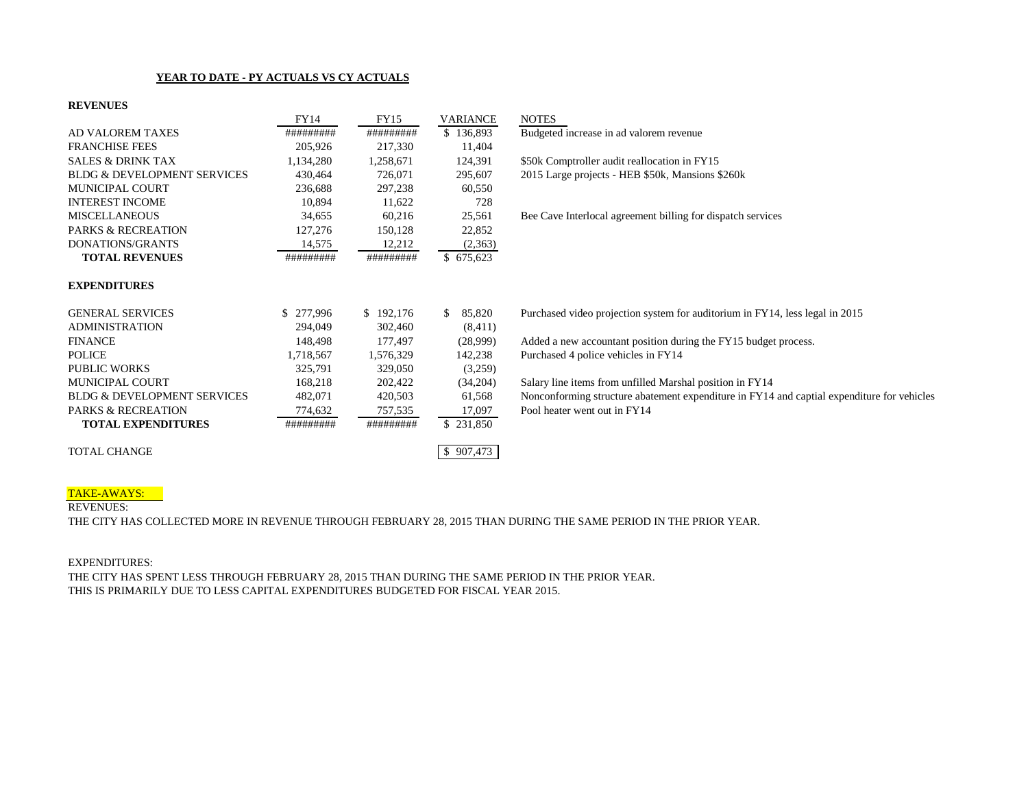**YEAR TO DATE - PY ACTUALS VS CY ACTUALS**

**REVENUES**

| | FY14 | FY15 | VARIANCE | NOTES |
|---|---|---|---|---|
| AD VALOREM TAXES | ######### | ######### | $ 136,893 | Budgeted increase in ad valorem revenue |
| FRANCHISE FEES | 205,926 | 217,330 | 11,404 | |
| SALES & DRINK TAX | 1,134,280 | 1,258,671 | 124,391 | $50k Comptroller audit reallocation in FY15 |
| BLDG & DEVELOPMENT SERVICES | 430,464 | 726,071 | 295,607 | 2015 Large projects - HEB $50k, Mansions $260k |
| MUNICIPAL COURT | 236,688 | 297,238 | 60,550 | |
| INTEREST INCOME | 10,894 | 11,622 | 728 | |
| MISCELLANEOUS | 34,655 | 60,216 | 25,561 | Bee Cave Interlocal agreement billing for dispatch services |
| PARKS & RECREATION | 127,276 | 150,128 | 22,852 | |
| DONATIONS/GRANTS | 14,575 | 12,212 | (2,363) | |
| **TOTAL REVENUES** | ######### | ######### | $ 675,623 | |

**EXPENDITURES**

| | FY14 | FY15 | VARIANCE | NOTES |
|---|---|---|---|---|
| GENERAL SERVICES | $ 277,996 | $ 192,176 | $ 85,820 | Purchased video projection system for auditorium in FY14, less legal in 2015 |
| ADMINISTRATION | 294,049 | 302,460 | (8,411) | |
| FINANCE | 148,498 | 177,497 | (28,999) | Added a new accountant position during the FY15 budget process. |
| POLICE | 1,718,567 | 1,576,329 | 142,238 | Purchased 4 police vehicles in FY14 |
| PUBLIC WORKS | 325,791 | 329,050 | (3,259) | |
| MUNICIPAL COURT | 168,218 | 202,422 | (34,204) | Salary line items from unfilled Marshal position in FY14 |
| BLDG & DEVELOPMENT SERVICES | 482,071 | 420,503 | 61,568 | Nonconforming structure abatement expenditure in FY14 and captial expenditure for vehicles |
| PARKS & RECREATION | 774,632 | 757,535 | 17,097 | Pool heater went out in FY14 |
| **TOTAL EXPENDITURES** | ######### | ######### | $ 231,850 | |
| | | | | |
| TOTAL CHANGE | | | $ 907,473 | |

TAKE-AWAYS:

REVENUES:

THE CITY HAS COLLECTED MORE IN REVENUE THROUGH FEBRUARY 28, 2015 THAN DURING THE SAME PERIOD IN THE PRIOR YEAR.

EXPENDITURES:

THE CITY HAS SPENT LESS THROUGH FEBRUARY 28, 2015 THAN DURING THE SAME PERIOD IN THE PRIOR YEAR.
THIS IS PRIMARILY DUE TO LESS CAPITAL EXPENDITURES BUDGETED FOR FISCAL YEAR 2015.